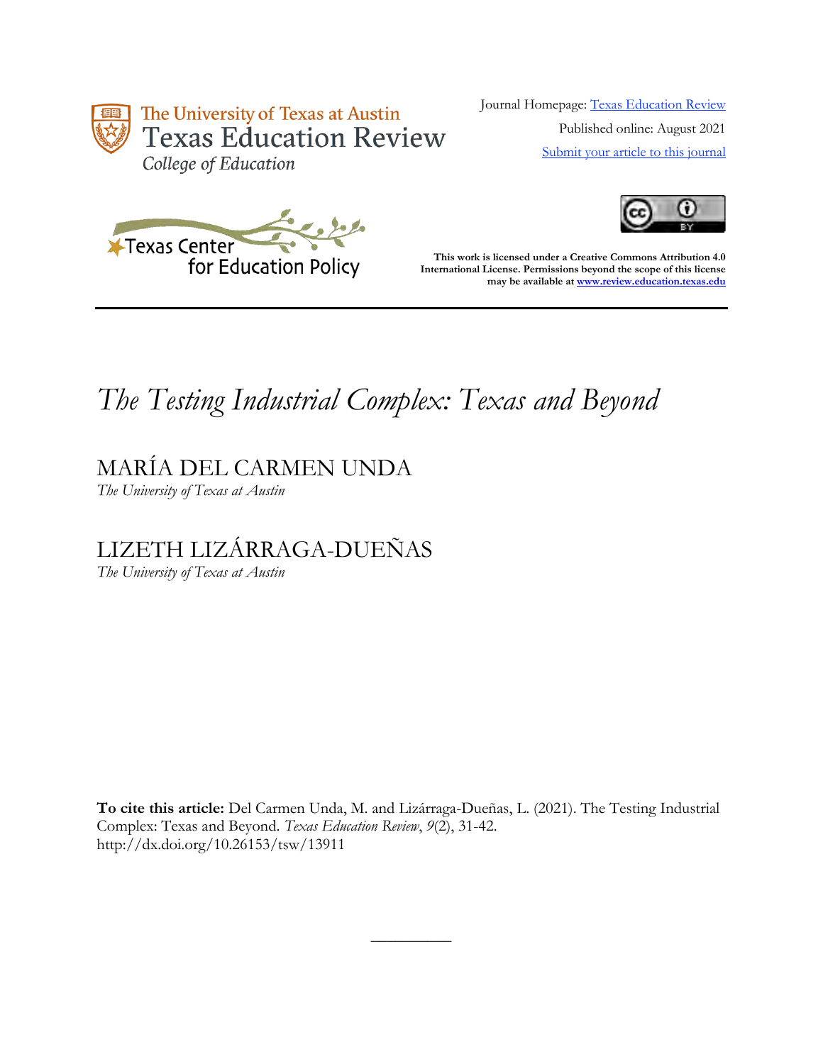The University of Texas at Austin
Texas Education Review
College of Education

Texas Center for Education Policy

Journal Homepage: Texas Education Review

Published online: August 2021

Submit your article to this journal

**This work is licensed under a Creative Commons Attribution 4.0 International License. Permissions beyond the scope of this license may be available at www.review.education.texas.edu**

---

# *The Testing Industrial Complex: Texas and Beyond*

MARÍA DEL CARMEN UNDA
*The University of Texas at Austin*

LIZETH LIZÁRRAGA-DUEÑAS
*The University of Texas at Austin*

**To cite this article:** Del Carmen Unda, M. and Lizárraga-Dueñas, L. (2021). The Testing Industrial Complex: Texas and Beyond. *Texas Education Review*, *9*(2), 31-42. http://dx.doi.org/10.26153/tsw/13911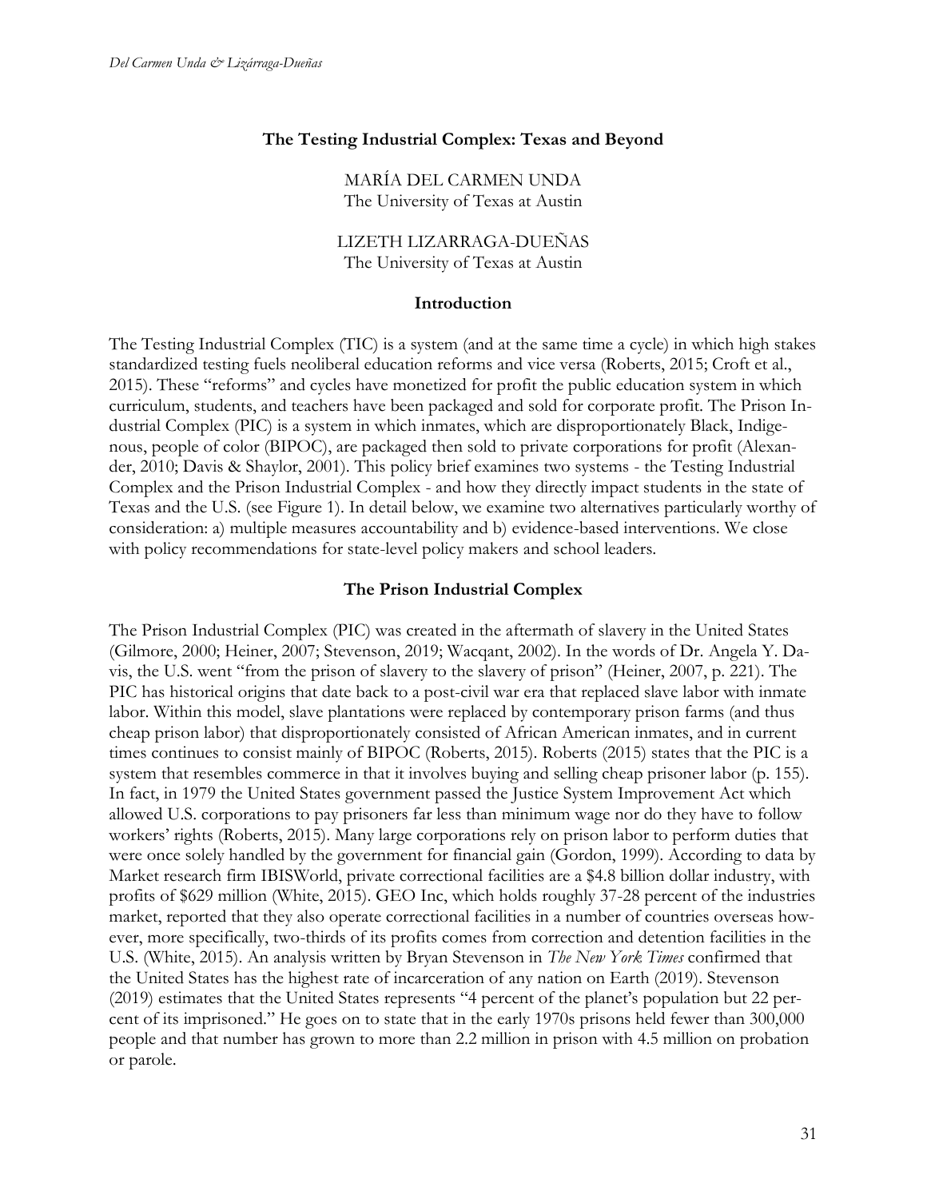**The Testing Industrial Complex: Texas and Beyond**

MARÍA DEL CARMEN UNDA
The University of Texas at Austin

LIZETH LIZARRAGA-DUEÑAS
The University of Texas at Austin

## Introduction

The Testing Industrial Complex (TIC) is a system (and at the same time a cycle) in which high stakes standardized testing fuels neoliberal education reforms and vice versa (Roberts, 2015; Croft et al., 2015). These "reforms" and cycles have monetized for profit the public education system in which curriculum, students, and teachers have been packaged and sold for corporate profit. The Prison Industrial Complex (PIC) is a system in which inmates, which are disproportionately Black, Indigenous, people of color (BIPOC), are packaged then sold to private corporations for profit (Alexander, 2010; Davis & Shaylor, 2001). This policy brief examines two systems - the Testing Industrial Complex and the Prison Industrial Complex - and how they directly impact students in the state of Texas and the U.S. (see Figure 1). In detail below, we examine two alternatives particularly worthy of consideration: a) multiple measures accountability and b) evidence-based interventions. We close with policy recommendations for state-level policy makers and school leaders.

## The Prison Industrial Complex

The Prison Industrial Complex (PIC) was created in the aftermath of slavery in the United States (Gilmore, 2000; Heiner, 2007; Stevenson, 2019; Wacqant, 2002). In the words of Dr. Angela Y. Davis, the U.S. went "from the prison of slavery to the slavery of prison" (Heiner, 2007, p. 221). The PIC has historical origins that date back to a post-civil war era that replaced slave labor with inmate labor. Within this model, slave plantations were replaced by contemporary prison farms (and thus cheap prison labor) that disproportionately consisted of African American inmates, and in current times continues to consist mainly of BIPOC (Roberts, 2015). Roberts (2015) states that the PIC is a system that resembles commerce in that it involves buying and selling cheap prisoner labor (p. 155). In fact, in 1979 the United States government passed the Justice System Improvement Act which allowed U.S. corporations to pay prisoners far less than minimum wage nor do they have to follow workers' rights (Roberts, 2015). Many large corporations rely on prison labor to perform duties that were once solely handled by the government for financial gain (Gordon, 1999). According to data by Market research firm IBISWorld, private correctional facilities are a $4.8 billion dollar industry, with profits of $629 million (White, 2015). GEO Inc, which holds roughly 37-28 percent of the industries market, reported that they also operate correctional facilities in a number of countries overseas however, more specifically, two-thirds of its profits comes from correction and detention facilities in the U.S. (White, 2015). An analysis written by Bryan Stevenson in *The New York Times* confirmed that the United States has the highest rate of incarceration of any nation on Earth (2019). Stevenson (2019) estimates that the United States represents "4 percent of the planet's population but 22 percent of its imprisoned." He goes on to state that in the early 1970s prisons held fewer than 300,000 people and that number has grown to more than 2.2 million in prison with 4.5 million on probation or parole.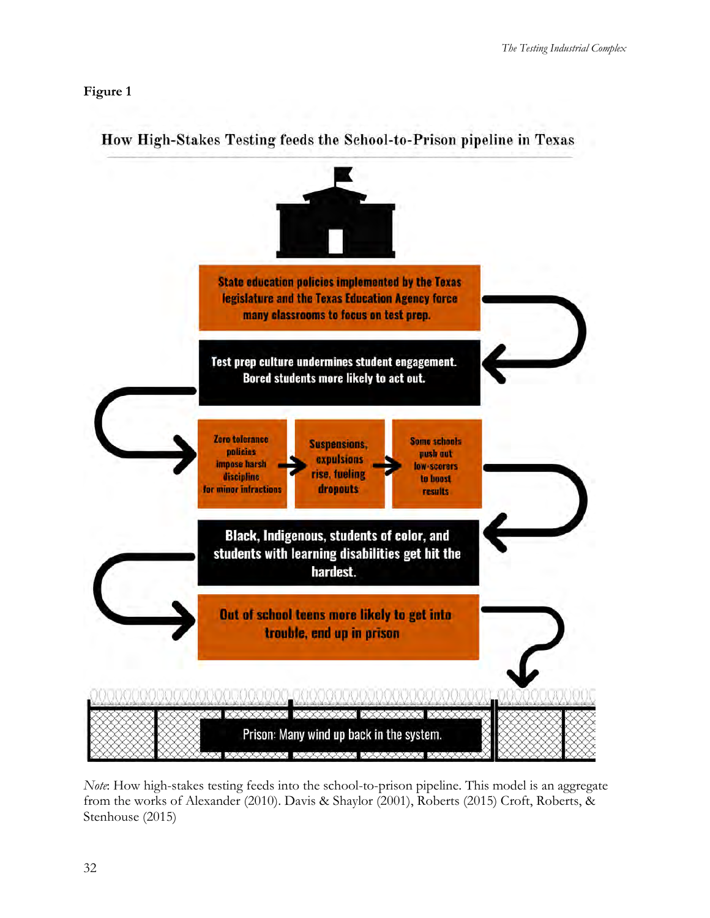**Figure 1**

How High-Stakes Testing feeds the School-to-Prison pipeline in Texas

State education policies implemented by the Texas legislature and the Texas Education Agency force many classrooms to focus on test prep.

Test prep culture undermines student engagement. Bored students more likely to act out.

Zero tolerance policies impose harsh discipline for minor infractions → Suspensions, expulsions rise, fueling dropouts → Some schools push out low-scorers to boost results

Black, Indigenous, students of color, and students with learning disabilities get hit the hardest.

Out of school teens more likely to get into trouble, end up in prison

Prison: Many wind up back in the system.

*Note*: How high-stakes testing feeds into the school-to-prison pipeline. This model is an aggregate from the works of Alexander (2010). Davis & Shaylor (2001), Roberts (2015) Croft, Roberts, & Stenhouse (2015)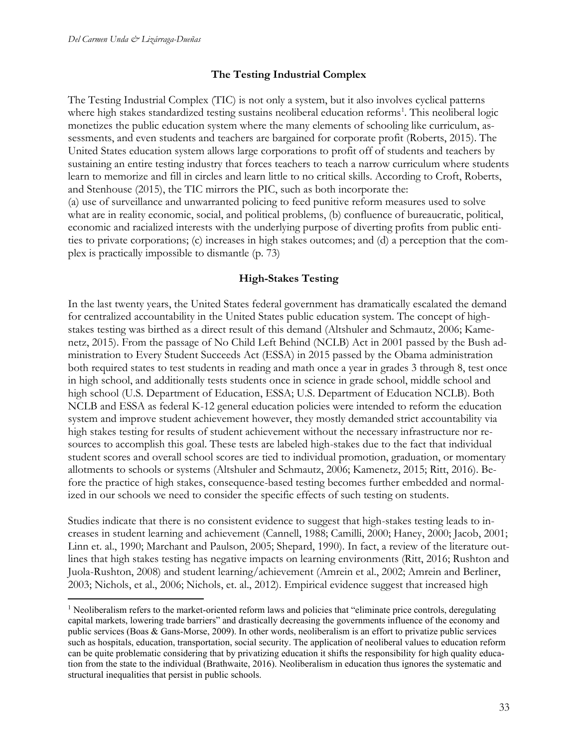## The Testing Industrial Complex

The Testing Industrial Complex (TIC) is not only a system, but it also involves cyclical patterns where high stakes standardized testing sustains neoliberal education reforms[1]. This neoliberal logic monetizes the public education system where the many elements of schooling like curriculum, assessments, and even students and teachers are bargained for corporate profit (Roberts, 2015). The United States education system allows large corporations to profit off of students and teachers by sustaining an entire testing industry that forces teachers to teach a narrow curriculum where students learn to memorize and fill in circles and learn little to no critical skills. According to Croft, Roberts, and Stenhouse (2015), the TIC mirrors the PIC, such as both incorporate the:

(a) use of surveillance and unwarranted policing to feed punitive reform measures used to solve what are in reality economic, social, and political problems, (b) confluence of bureaucratic, political, economic and racialized interests with the underlying purpose of diverting profits from public entities to private corporations; (c) increases in high stakes outcomes; and (d) a perception that the complex is practically impossible to dismantle (p. 73)

## High-Stakes Testing

In the last twenty years, the United States federal government has dramatically escalated the demand for centralized accountability in the United States public education system. The concept of high-stakes testing was birthed as a direct result of this demand (Altshuler and Schmautz, 2006; Kamenetz, 2015). From the passage of No Child Left Behind (NCLB) Act in 2001 passed by the Bush administration to Every Student Succeeds Act (ESSA) in 2015 passed by the Obama administration both required states to test students in reading and math once a year in grades 3 through 8, test once in high school, and additionally tests students once in science in grade school, middle school and high school (U.S. Department of Education, ESSA; U.S. Department of Education NCLB). Both NCLB and ESSA as federal K-12 general education policies were intended to reform the education system and improve student achievement however, they mostly demanded strict accountability via high stakes testing for results of student achievement without the necessary infrastructure nor resources to accomplish this goal. These tests are labeled high-stakes due to the fact that individual student scores and overall school scores are tied to individual promotion, graduation, or momentary allotments to schools or systems (Altshuler and Schmautz, 2006; Kamenetz, 2015; Ritt, 2016). Before the practice of high stakes, consequence-based testing becomes further embedded and normalized in our schools we need to consider the specific effects of such testing on students.

Studies indicate that there is no consistent evidence to suggest that high-stakes testing leads to increases in student learning and achievement (Cannell, 1988; Camilli, 2000; Haney, 2000; Jacob, 2001; Linn et. al., 1990; Marchant and Paulson, 2005; Shepard, 1990). In fact, a review of the literature outlines that high stakes testing has negative impacts on learning environments (Ritt, 2016; Rushton and Juola-Rushton, 2008) and student learning/achievement (Amrein et al., 2002; Amrein and Berliner, 2003; Nichols, et al., 2006; Nichols, et. al., 2012). Empirical evidence suggest that increased high

[1] Neoliberalism refers to the market-oriented reform laws and policies that "eliminate price controls, deregulating capital markets, lowering trade barriers" and drastically decreasing the governments influence of the economy and public services (Boas & Gans-Morse, 2009). In other words, neoliberalism is an effort to privatize public services such as hospitals, education, transportation, social security. The application of neoliberal values to education reform can be quite problematic considering that by privatizing education it shifts the responsibility for high quality education from the state to the individual (Brathwaite, 2016). Neoliberalism in education thus ignores the systematic and structural inequalities that persist in public schools.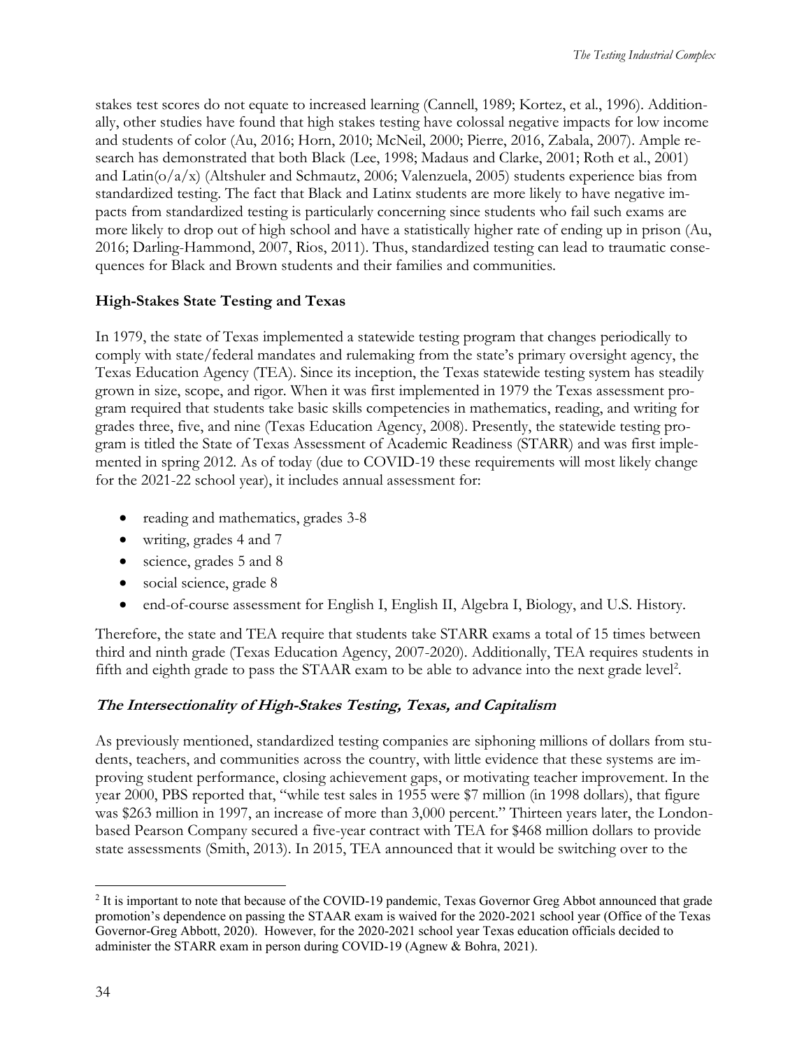stakes test scores do not equate to increased learning (Cannell, 1989; Kortez, et al., 1996). Additionally, other studies have found that high stakes testing have colossal negative impacts for low income and students of color (Au, 2016; Horn, 2010; McNeil, 2000; Pierre, 2016, Zabala, 2007). Ample research has demonstrated that both Black (Lee, 1998; Madaus and Clarke, 2001; Roth et al., 2001) and Latin(o/a/x) (Altshuler and Schmautz, 2006; Valenzuela, 2005) students experience bias from standardized testing. The fact that Black and Latinx students are more likely to have negative impacts from standardized testing is particularly concerning since students who fail such exams are more likely to drop out of high school and have a statistically higher rate of ending up in prison (Au, 2016; Darling-Hammond, 2007, Rios, 2011). Thus, standardized testing can lead to traumatic consequences for Black and Brown students and their families and communities.

## High-Stakes State Testing and Texas

In 1979, the state of Texas implemented a statewide testing program that changes periodically to comply with state/federal mandates and rulemaking from the state's primary oversight agency, the Texas Education Agency (TEA). Since its inception, the Texas statewide testing system has steadily grown in size, scope, and rigor. When it was first implemented in 1979 the Texas assessment program required that students take basic skills competencies in mathematics, reading, and writing for grades three, five, and nine (Texas Education Agency, 2008). Presently, the statewide testing program is titled the State of Texas Assessment of Academic Readiness (STARR) and was first implemented in spring 2012. As of today (due to COVID-19 these requirements will most likely change for the 2021-22 school year), it includes annual assessment for:

- reading and mathematics, grades 3-8
- writing, grades 4 and 7
- science, grades 5 and 8
- social science, grade 8
- end-of-course assessment for English I, English II, Algebra I, Biology, and U.S. History.

Therefore, the state and TEA require that students take STARR exams a total of 15 times between third and ninth grade (Texas Education Agency, 2007-2020). Additionally, TEA requires students in fifth and eighth grade to pass the STAAR exam to be able to advance into the next grade level[2].

### *The Intersectionality of High-Stakes Testing, Texas, and Capitalism*

As previously mentioned, standardized testing companies are siphoning millions of dollars from students, teachers, and communities across the country, with little evidence that these systems are improving student performance, closing achievement gaps, or motivating teacher improvement. In the year 2000, PBS reported that, "while test sales in 1955 were $7 million (in 1998 dollars), that figure was $263 million in 1997, an increase of more than 3,000 percent." Thirteen years later, the London-based Pearson Company secured a five-year contract with TEA for $468 million dollars to provide state assessments (Smith, 2013). In 2015, TEA announced that it would be switching over to the

---

[2] It is important to note that because of the COVID-19 pandemic, Texas Governor Greg Abbot announced that grade promotion's dependence on passing the STAAR exam is waived for the 2020-2021 school year (Office of the Texas Governor-Greg Abbott, 2020). However, for the 2020-2021 school year Texas education officials decided to administer the STARR exam in person during COVID-19 (Agnew & Bohra, 2021).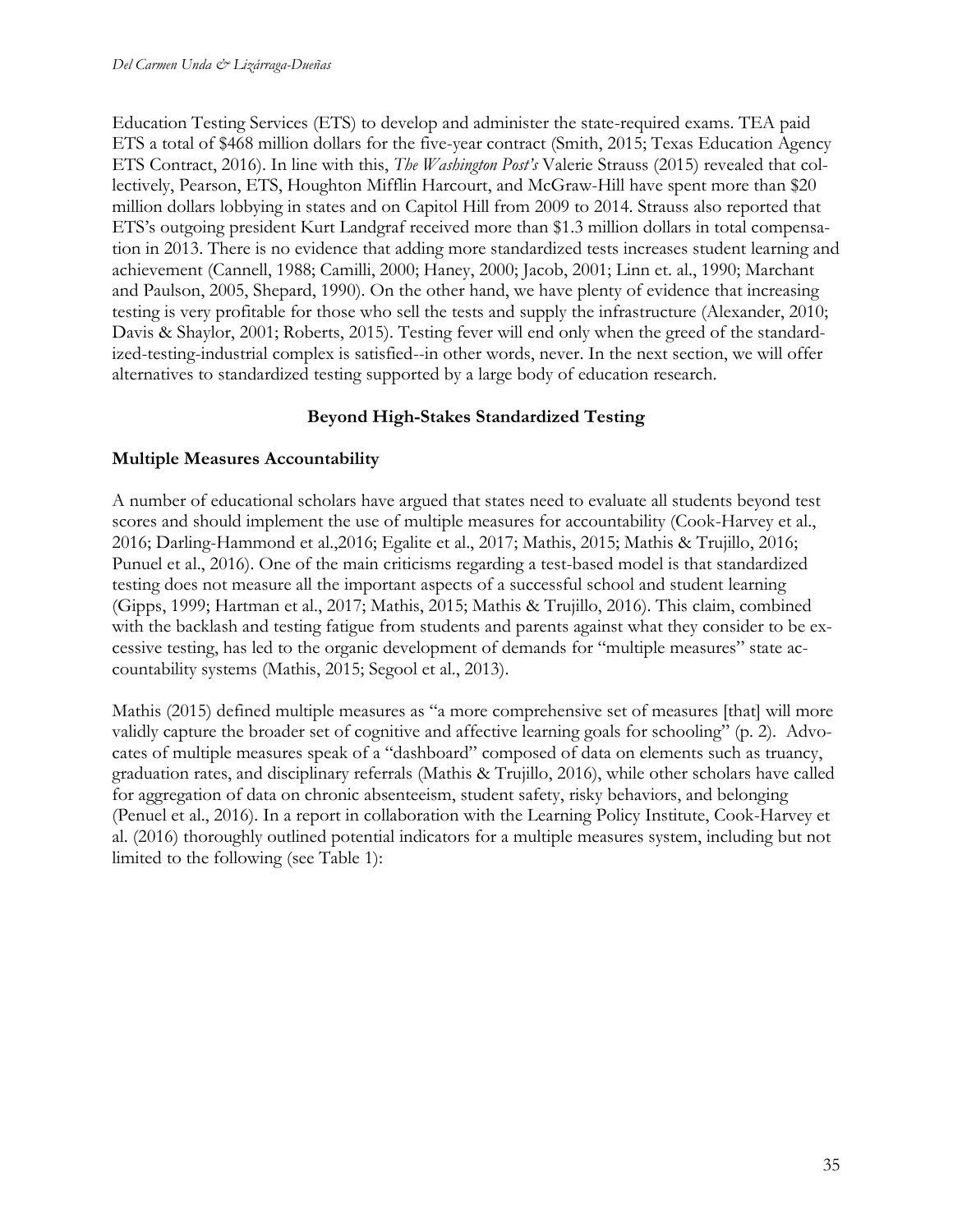Education Testing Services (ETS) to develop and administer the state-required exams. TEA paid ETS a total of $468 million dollars for the five-year contract (Smith, 2015; Texas Education Agency ETS Contract, 2016). In line with this, *The Washington Post's* Valerie Strauss (2015) revealed that collectively, Pearson, ETS, Houghton Mifflin Harcourt, and McGraw-Hill have spent more than $20 million dollars lobbying in states and on Capitol Hill from 2009 to 2014. Strauss also reported that ETS's outgoing president Kurt Landgraf received more than $1.3 million dollars in total compensation in 2013. There is no evidence that adding more standardized tests increases student learning and achievement (Cannell, 1988; Camilli, 2000; Haney, 2000; Jacob, 2001; Linn et. al., 1990; Marchant and Paulson, 2005, Shepard, 1990). On the other hand, we have plenty of evidence that increasing testing is very profitable for those who sell the tests and supply the infrastructure (Alexander, 2010; Davis & Shaylor, 2001; Roberts, 2015). Testing fever will end only when the greed of the standardized-testing-industrial complex is satisfied--in other words, never. In the next section, we will offer alternatives to standardized testing supported by a large body of education research.

## Beyond High-Stakes Standardized Testing

### Multiple Measures Accountability

A number of educational scholars have argued that states need to evaluate all students beyond test scores and should implement the use of multiple measures for accountability (Cook-Harvey et al., 2016; Darling-Hammond et al.,2016; Egalite et al., 2017; Mathis, 2015; Mathis & Trujillo, 2016; Punuel et al., 2016). One of the main criticisms regarding a test-based model is that standardized testing does not measure all the important aspects of a successful school and student learning (Gipps, 1999; Hartman et al., 2017; Mathis, 2015; Mathis & Trujillo, 2016). This claim, combined with the backlash and testing fatigue from students and parents against what they consider to be excessive testing, has led to the organic development of demands for "multiple measures" state accountability systems (Mathis, 2015; Segool et al., 2013).

Mathis (2015) defined multiple measures as "a more comprehensive set of measures [that] will more validly capture the broader set of cognitive and affective learning goals for schooling" (p. 2). Advocates of multiple measures speak of a "dashboard" composed of data on elements such as truancy, graduation rates, and disciplinary referrals (Mathis & Trujillo, 2016), while other scholars have called for aggregation of data on chronic absenteeism, student safety, risky behaviors, and belonging (Penuel et al., 2016). In a report in collaboration with the Learning Policy Institute, Cook-Harvey et al. (2016) thoroughly outlined potential indicators for a multiple measures system, including but not limited to the following (see Table 1):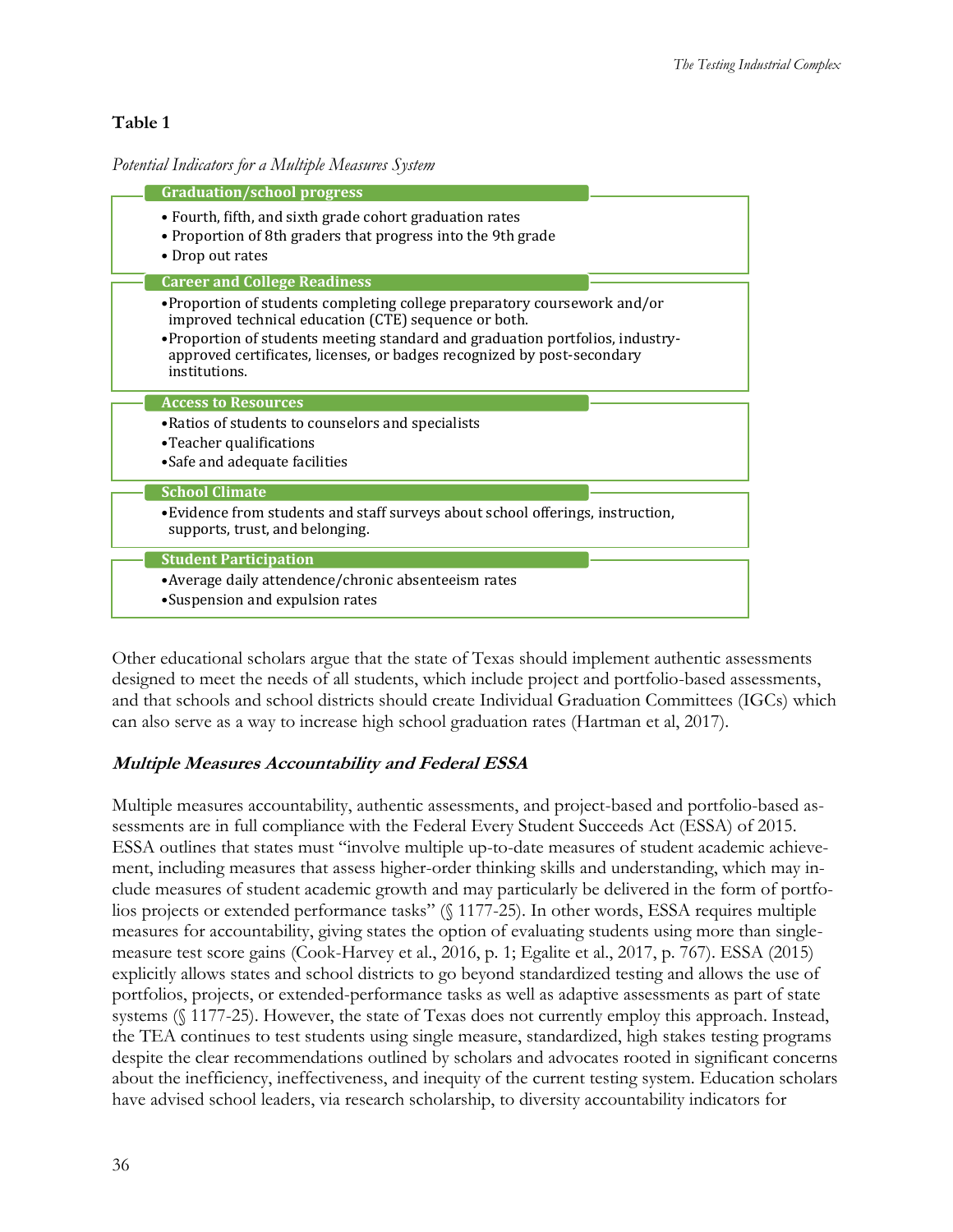**Table 1**

*Potential Indicators for a Multiple Measures System*

**Graduation/school progress**

- Fourth, fifth, and sixth grade cohort graduation rates
- Proportion of 8th graders that progress into the 9th grade
- Drop out rates

**Career and College Readiness**

- Proportion of students completing college preparatory coursework and/or improved technical education (CTE) sequence or both.
- Proportion of students meeting standard and graduation portfolios, industry-approved certificates, licenses, or badges recognized by post-secondary institutions.

**Access to Resources**

- Ratios of students to counselors and specialists
- Teacher qualifications
- Safe and adequate facilities

**School Climate**

- Evidence from students and staff surveys about school offerings, instruction, supports, trust, and belonging.

**Student Participation**

- Average daily attendence/chronic absenteeism rates
- Suspension and expulsion rates

Other educational scholars argue that the state of Texas should implement authentic assessments designed to meet the needs of all students, which include project and portfolio-based assessments, and that schools and school districts should create Individual Graduation Committees (IGCs) which can also serve as a way to increase high school graduation rates (Hartman et al, 2017).

### *Multiple Measures Accountability and Federal ESSA*

Multiple measures accountability, authentic assessments, and project-based and portfolio-based assessments are in full compliance with the Federal Every Student Succeeds Act (ESSA) of 2015. ESSA outlines that states must "involve multiple up-to-date measures of student academic achievement, including measures that assess higher-order thinking skills and understanding, which may include measures of student academic growth and may particularly be delivered in the form of portfolios projects or extended performance tasks" (§ 1177-25). In other words, ESSA requires multiple measures for accountability, giving states the option of evaluating students using more than single-measure test score gains (Cook-Harvey et al., 2016, p. 1; Egalite et al., 2017, p. 767). ESSA (2015) explicitly allows states and school districts to go beyond standardized testing and allows the use of portfolios, projects, or extended-performance tasks as well as adaptive assessments as part of state systems (§ 1177-25). However, the state of Texas does not currently employ this approach. Instead, the TEA continues to test students using single measure, standardized, high stakes testing programs despite the clear recommendations outlined by scholars and advocates rooted in significant concerns about the inefficiency, ineffectiveness, and inequity of the current testing system. Education scholars have advised school leaders, via research scholarship, to diversity accountability indicators for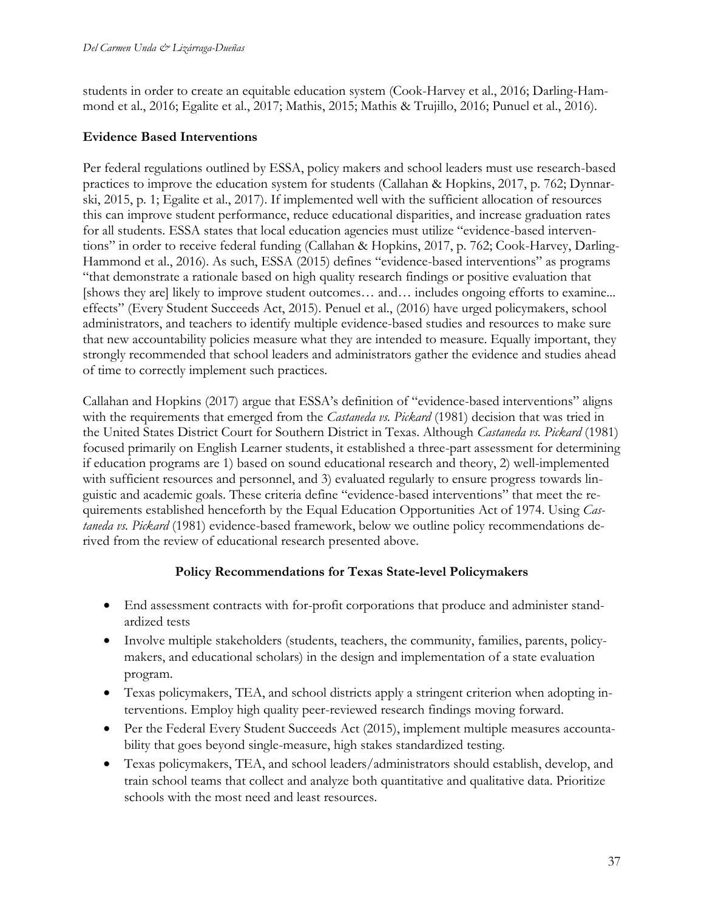students in order to create an equitable education system (Cook-Harvey et al., 2016; Darling-Hammond et al., 2016; Egalite et al., 2017; Mathis, 2015; Mathis & Trujillo, 2016; Punuel et al., 2016).

### Evidence Based Interventions

Per federal regulations outlined by ESSA, policy makers and school leaders must use research-based practices to improve the education system for students (Callahan & Hopkins, 2017, p. 762; Dynnarski, 2015, p. 1; Egalite et al., 2017). If implemented well with the sufficient allocation of resources this can improve student performance, reduce educational disparities, and increase graduation rates for all students. ESSA states that local education agencies must utilize "evidence-based interventions" in order to receive federal funding (Callahan & Hopkins, 2017, p. 762; Cook-Harvey, Darling-Hammond et al., 2016). As such, ESSA (2015) defines "evidence-based interventions" as programs "that demonstrate a rationale based on high quality research findings or positive evaluation that [shows they are] likely to improve student outcomes… and… includes ongoing efforts to examine... effects" (Every Student Succeeds Act, 2015). Penuel et al., (2016) have urged policymakers, school administrators, and teachers to identify multiple evidence-based studies and resources to make sure that new accountability policies measure what they are intended to measure. Equally important, they strongly recommended that school leaders and administrators gather the evidence and studies ahead of time to correctly implement such practices.

Callahan and Hopkins (2017) argue that ESSA's definition of "evidence-based interventions" aligns with the requirements that emerged from the *Castaneda vs. Pickard* (1981) decision that was tried in the United States District Court for Southern District in Texas. Although *Castaneda vs. Pickard* (1981) focused primarily on English Learner students, it established a three-part assessment for determining if education programs are 1) based on sound educational research and theory, 2) well-implemented with sufficient resources and personnel, and 3) evaluated regularly to ensure progress towards linguistic and academic goals. These criteria define "evidence-based interventions" that meet the requirements established henceforth by the Equal Education Opportunities Act of 1974. Using *Castaneda vs. Pickard* (1981) evidence-based framework, below we outline policy recommendations derived from the review of educational research presented above.

### Policy Recommendations for Texas State-level Policymakers

- End assessment contracts with for-profit corporations that produce and administer standardized tests
- Involve multiple stakeholders (students, teachers, the community, families, parents, policymakers, and educational scholars) in the design and implementation of a state evaluation program.
- Texas policymakers, TEA, and school districts apply a stringent criterion when adopting interventions. Employ high quality peer-reviewed research findings moving forward.
- Per the Federal Every Student Succeeds Act (2015), implement multiple measures accountability that goes beyond single-measure, high stakes standardized testing.
- Texas policymakers, TEA, and school leaders/administrators should establish, develop, and train school teams that collect and analyze both quantitative and qualitative data. Prioritize schools with the most need and least resources.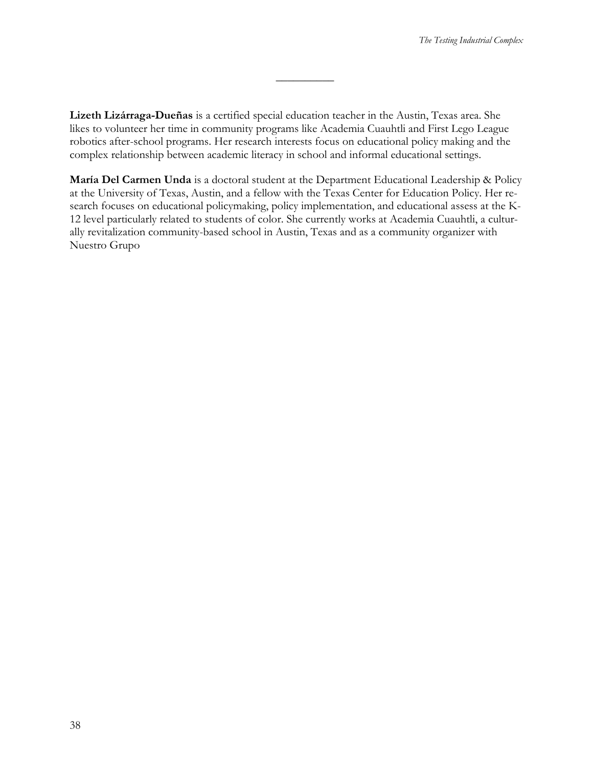---

**Lizeth Lizárraga-Dueñas** is a certified special education teacher in the Austin, Texas area. She likes to volunteer her time in community programs like Academia Cuauhtli and First Lego League robotics after-school programs. Her research interests focus on educational policy making and the complex relationship between academic literacy in school and informal educational settings.

**María Del Carmen Unda** is a doctoral student at the Department Educational Leadership & Policy at the University of Texas, Austin, and a fellow with the Texas Center for Education Policy. Her research focuses on educational policymaking, policy implementation, and educational assess at the K-12 level particularly related to students of color. She currently works at Academia Cuauhtli, a culturally revitalization community-based school in Austin, Texas and as a community organizer with Nuestro Grupo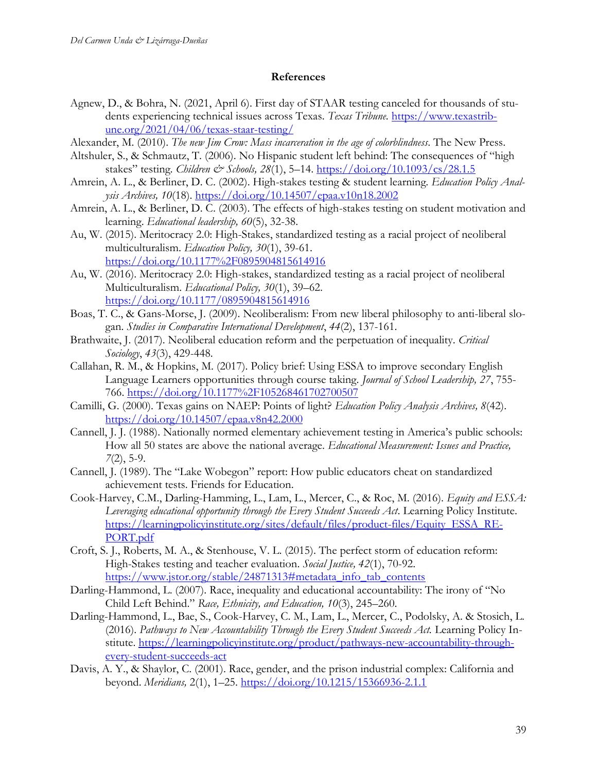## References

Agnew, D., & Bohra, N. (2021, April 6). First day of STAAR testing canceled for thousands of students experiencing technical issues across Texas. *Texas Tribune*. https://www.texastribune.org/2021/04/06/texas-staar-testing/

Alexander, M. (2010). *The new Jim Crow: Mass incarceration in the age of colorblindness*. The New Press.

Altshuler, S., & Schmautz, T. (2006). No Hispanic student left behind: The consequences of "high stakes" testing. *Children & Schools, 28*(1), 5–14. https://doi.org/10.1093/cs/28.1.5

Amrein, A. L., & Berliner, D. C. (2002). High-stakes testing & student learning. *Education Policy Analysis Archives, 10*(18). https://doi.org/10.14507/epaa.v10n18.2002

Amrein, A. L., & Berliner, D. C. (2003). The effects of high-stakes testing on student motivation and learning. *Educational leadership, 60*(5), 32-38.

Au, W. (2015). Meritocracy 2.0: High-Stakes, standardized testing as a racial project of neoliberal multiculturalism. *Education Policy, 30*(1), 39-61. https://doi.org/10.1177%2F0895904815614916

Au, W. (2016). Meritocracy 2.0: High-stakes, standardized testing as a racial project of neoliberal Multiculturalism. *Educational Policy, 30*(1), 39–62. https://doi.org/10.1177/0895904815614916

Boas, T. C., & Gans-Morse, J. (2009). Neoliberalism: From new liberal philosophy to anti-liberal slogan. *Studies in Comparative International Development*, *44*(2), 137-161.

Brathwaite, J. (2017). Neoliberal education reform and the perpetuation of inequality. *Critical Sociology*, *43*(3), 429-448.

Callahan, R. M., & Hopkins, M. (2017). Policy brief: Using ESSA to improve secondary English Language Learners opportunities through course taking. *Journal of School Leadership, 27*, 755-766. https://doi.org/10.1177%2F105268461702700507

Camilli, G. (2000). Texas gains on NAEP: Points of light? *Education Policy Analysis Archives, 8*(42). https://doi.org/10.14507/epaa.v8n42.2000

Cannell, J. J. (1988). Nationally normed elementary achievement testing in America's public schools: How all 50 states are above the national average. *Educational Measurement: Issues and Practice, 7*(2), 5-9.

Cannell, J. (1989). The "Lake Wobegon" report: How public educators cheat on standardized achievement tests. Friends for Education.

Cook-Harvey, C.M., Darling-Hamming, L., Lam, L., Mercer, C., & Roc, M. (2016). *Equity and ESSA: Leveraging educational opportunity through the Every Student Succeeds Act*. Learning Policy Institute. https://learningpolicyinstitute.org/sites/default/files/product-files/Equity_ESSA_REPORT.pdf

Croft, S. J., Roberts, M. A., & Stenhouse, V. L. (2015). The perfect storm of education reform: High-Stakes testing and teacher evaluation. *Social Justice, 42*(1), 70-92. https://www.jstor.org/stable/24871313#metadata_info_tab_contents

Darling-Hammond, L. (2007). Race, inequality and educational accountability: The irony of "No Child Left Behind." *Race, Ethnicity, and Education, 10*(3), 245–260.

Darling-Hammond, L., Bae, S., Cook-Harvey, C. M., Lam, L., Mercer, C., Podolsky, A. & Stosich, L. (2016). *Pathways to New Accountability Through the Every Student Succeeds Act.* Learning Policy Institute. https://learningpolicyinstitute.org/product/pathways-new-accountability-through-every-student-succeeds-act

Davis, A. Y., & Shaylor, C. (2001). Race, gender, and the prison industrial complex: California and beyond. *Meridians,* 2(1), 1–25. https://doi.org/10.1215/15366936-2.1.1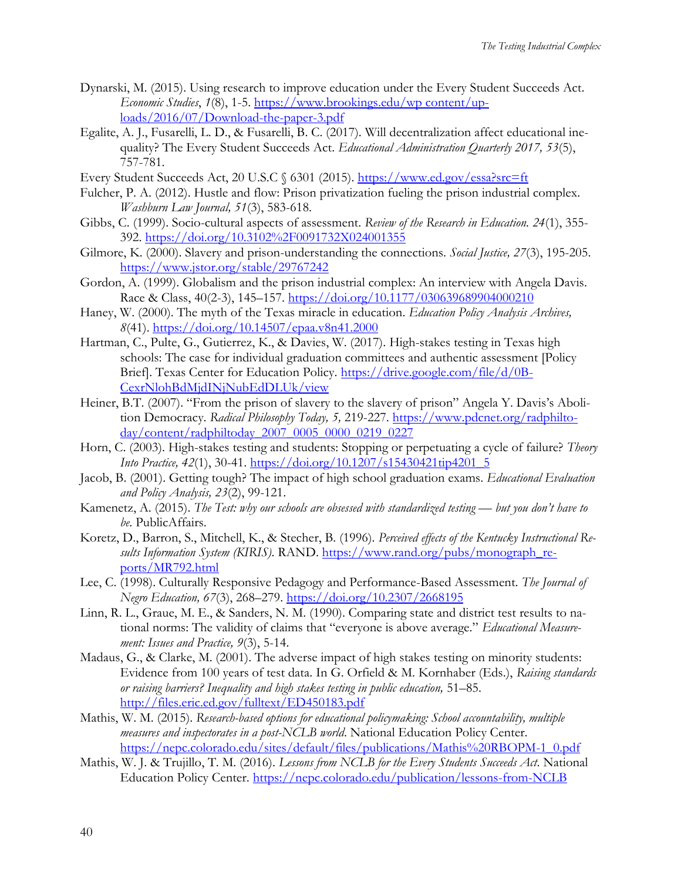Dynarski, M. (2015). Using research to improve education under the Every Student Succeeds Act. *Economic Studies*, *1*(8), 1-5. https://www.brookings.edu/wp content/uploads/2016/07/Download-the-paper-3.pdf

Egalite, A. J., Fusarelli, L. D., & Fusarelli, B. C. (2017). Will decentralization affect educational inequality? The Every Student Succeeds Act. *Educational Administration Quarterly 2017, 53*(5), 757-781.

Every Student Succeeds Act, 20 U.S.C § 6301 (2015). https://www.ed.gov/essa?src=ft

Fulcher, P. A. (2012). Hustle and flow: Prison privatization fueling the prison industrial complex. *Washburn Law Journal, 51*(3), 583-618.

Gibbs, C. (1999). Socio-cultural aspects of assessment. *Review of the Research in Education. 24*(1), 355-392. https://doi.org/10.3102%2F0091732X024001355

Gilmore, K. (2000). Slavery and prison-understanding the connections. *Social Justice, 27*(3), 195-205. https://www.jstor.org/stable/29767242

Gordon, A. (1999). Globalism and the prison industrial complex: An interview with Angela Davis. Race & Class, 40(2-3), 145–157. https://doi.org/10.1177/030639689904000210

Haney, W. (2000). The myth of the Texas miracle in education. *Education Policy Analysis Archives, 8*(41). https://doi.org/10.14507/epaa.v8n41.2000

Hartman, C., Pulte, G., Gutierrez, K., & Davies, W. (2017). High-stakes testing in Texas high schools: The case for individual graduation committees and authentic assessment [Policy Brief]. Texas Center for Education Policy. https://drive.google.com/file/d/0B-CexrNlohBdMjdINjNubEdDLUk/view

Heiner, B.T. (2007). "From the prison of slavery to the slavery of prison" Angela Y. Davis's Abolition Democracy. *Radical Philosophy Today, 5,* 219-227. https://www.pdcnet.org/radphiltoday/content/radphiltoday_2007_0005_0000_0219_0227

Horn, C. (2003). High-stakes testing and students: Stopping or perpetuating a cycle of failure? *Theory Into Practice, 42*(1), 30-41. https://doi.org/10.1207/s15430421tip4201_5

Jacob, B. (2001). Getting tough? The impact of high school graduation exams. *Educational Evaluation and Policy Analysis, 23*(2), 99-121.

Kamenetz, A. (2015). *The Test: why our schools are obsessed with standardized testing — but you don't have to be.* PublicAffairs.

Koretz, D., Barron, S., Mitchell, K., & Stecher, B. (1996). *Perceived effects of the Kentucky Instructional Results Information System (KIRIS).* RAND. https://www.rand.org/pubs/monograph_reports/MR792.html

Lee, C. (1998). Culturally Responsive Pedagogy and Performance-Based Assessment. *The Journal of Negro Education, 67*(3), 268–279. https://doi.org/10.2307/2668195

Linn, R. L., Graue, M. E., & Sanders, N. M. (1990). Comparing state and district test results to national norms: The validity of claims that "everyone is above average." *Educational Measurement: Issues and Practice, 9*(3), 5-14.

Madaus, G., & Clarke, M. (2001). The adverse impact of high stakes testing on minority students: Evidence from 100 years of test data. In G. Orfield & M. Kornhaber (Eds.), *Raising standards or raising barriers? Inequality and high stakes testing in public education,* 51–85. http://files.eric.ed.gov/fulltext/ED450183.pdf

Mathis, W. M. (2015). *Research-based options for educational policymaking: School accountability, multiple measures and inspectorates in a post-NCLB world.* National Education Policy Center. https://nepc.colorado.edu/sites/default/files/publications/Mathis%20RBOPM-1_0.pdf

Mathis, W. J. & Trujillo, T. M. (2016). *Lessons from NCLB for the Every Students Succeeds Act.* National Education Policy Center. https://nepc.colorado.edu/publication/lessons-from-NCLB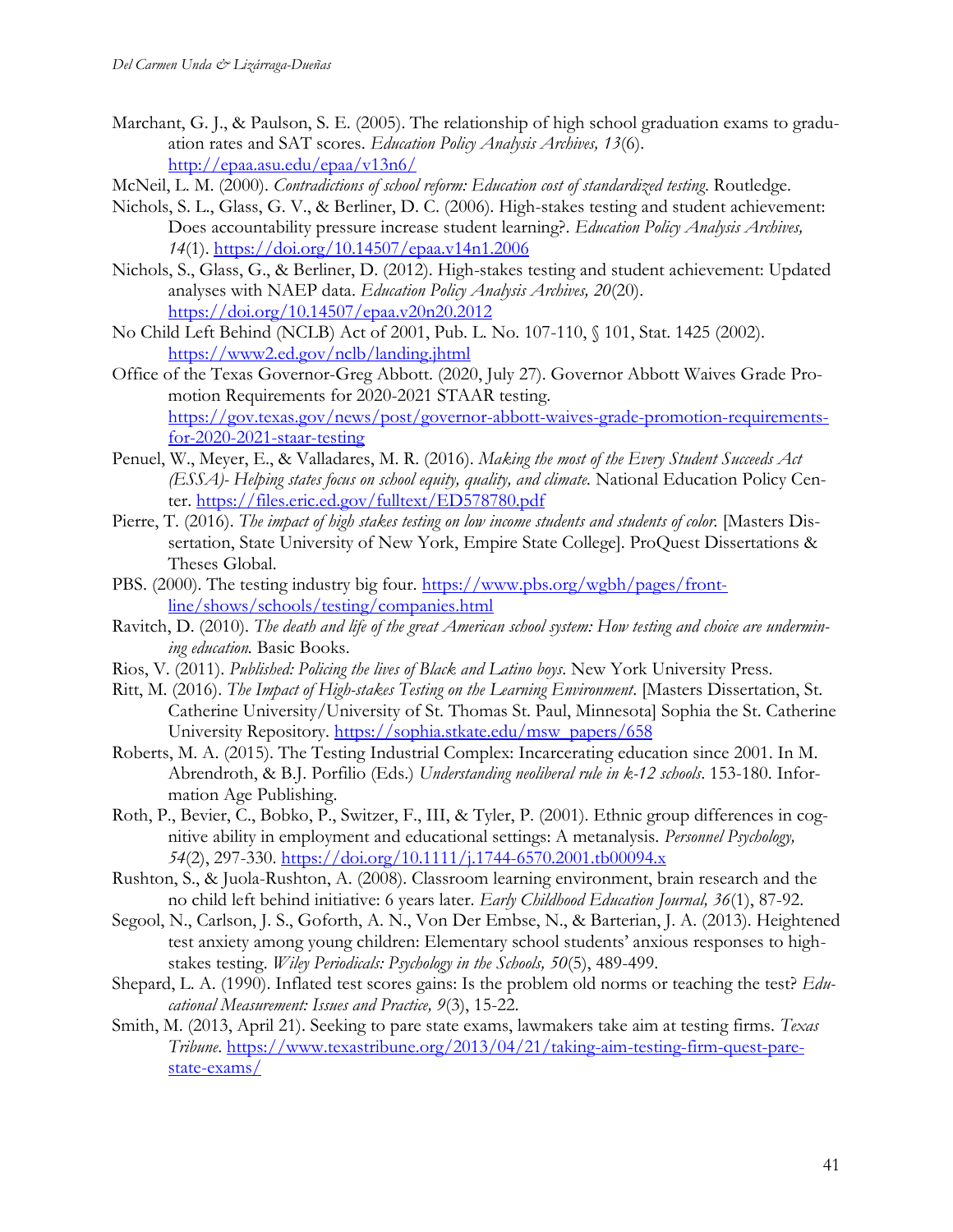Marchant, G. J., & Paulson, S. E. (2005). The relationship of high school graduation exams to graduation rates and SAT scores. *Education Policy Analysis Archives, 13*(6). http://epaa.asu.edu/epaa/v13n6/

McNeil, L. M. (2000). *Contradictions of school reform: Education cost of standardized testing.* Routledge.

Nichols, S. L., Glass, G. V., & Berliner, D. C. (2006). High-stakes testing and student achievement: Does accountability pressure increase student learning?. *Education Policy Analysis Archives, 14*(1). https://doi.org/10.14507/epaa.v14n1.2006

Nichols, S., Glass, G., & Berliner, D. (2012). High-stakes testing and student achievement: Updated analyses with NAEP data. *Education Policy Analysis Archives, 20*(20). https://doi.org/10.14507/epaa.v20n20.2012

No Child Left Behind (NCLB) Act of 2001, Pub. L. No. 107-110, § 101, Stat. 1425 (2002). https://www2.ed.gov/nclb/landing.jhtml

Office of the Texas Governor-Greg Abbott. (2020, July 27). Governor Abbott Waives Grade Promotion Requirements for 2020-2021 STAAR testing. https://gov.texas.gov/news/post/governor-abbott-waives-grade-promotion-requirements-for-2020-2021-staar-testing

Penuel, W., Meyer, E., & Valladares, M. R. (2016). *Making the most of the Every Student Succeeds Act (ESSA)- Helping states focus on school equity, quality, and climate.* National Education Policy Center. https://files.eric.ed.gov/fulltext/ED578780.pdf

Pierre, T. (2016). *The impact of high stakes testing on low income students and students of color.* [Masters Dissertation, State University of New York, Empire State College]. ProQuest Dissertations & Theses Global.

PBS. (2000). The testing industry big four. https://www.pbs.org/wgbh/pages/frontline/shows/schools/testing/companies.html

Ravitch, D. (2010). *The death and life of the great American school system: How testing and choice are undermining education.* Basic Books.

Rios, V. (2011). *Published: Policing the lives of Black and Latino boys.* New York University Press.

Ritt, M. (2016). *The Impact of High-stakes Testing on the Learning Environment.* [Masters Dissertation, St. Catherine University/University of St. Thomas St. Paul, Minnesota] Sophia the St. Catherine University Repository. https://sophia.stkate.edu/msw_papers/658

Roberts, M. A. (2015). The Testing Industrial Complex: Incarcerating education since 2001. In M. Abrendroth, & B.J. Porfilio (Eds.) *Understanding neoliberal rule in k-12 schools.* 153-180. Information Age Publishing.

Roth, P., Bevier, C., Bobko, P., Switzer, F., III, & Tyler, P. (2001). Ethnic group differences in cognitive ability in employment and educational settings: A metanalysis. *Personnel Psychology, 54*(2), 297-330. https://doi.org/10.1111/j.1744-6570.2001.tb00094.x

Rushton, S., & Juola-Rushton, A. (2008). Classroom learning environment, brain research and the no child left behind initiative: 6 years later. *Early Childhood Education Journal, 36*(1), 87-92.

Segool, N., Carlson, J. S., Goforth, A. N., Von Der Embse, N., & Barterian, J. A. (2013). Heightened test anxiety among young children: Elementary school students' anxious responses to high-stakes testing. *Wiley Periodicals: Psychology in the Schools, 50*(5), 489-499.

Shepard, L. A. (1990). Inflated test scores gains: Is the problem old norms or teaching the test? *Educational Measurement: Issues and Practice, 9*(3), 15-22.

Smith, M. (2013, April 21). Seeking to pare state exams, lawmakers take aim at testing firms. *Texas Tribune.* https://www.texastribune.org/2013/04/21/taking-aim-testing-firm-quest-pare-state-exams/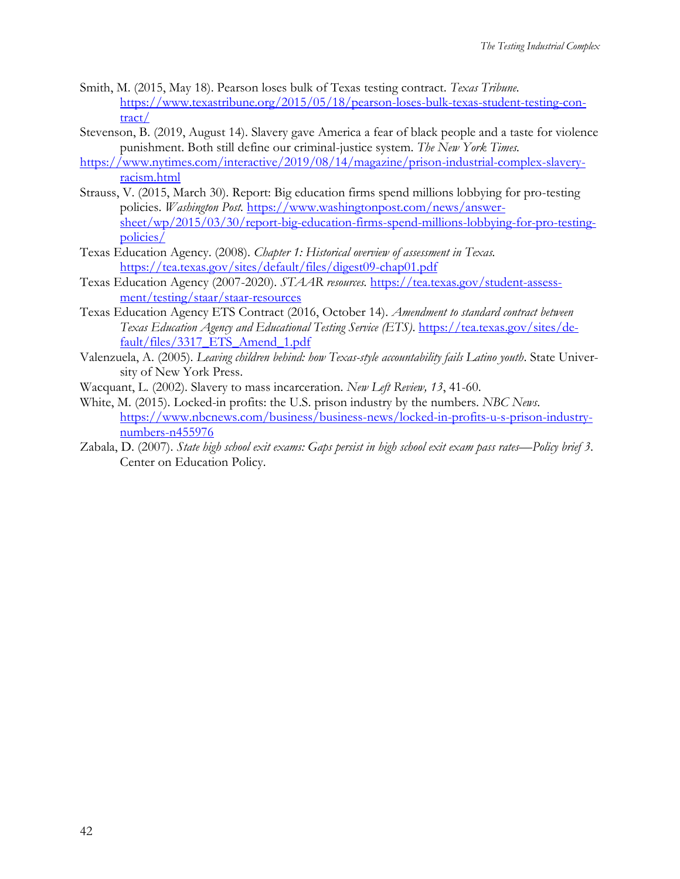Smith, M. (2015, May 18). Pearson loses bulk of Texas testing contract. *Texas Tribune*. https://www.texastribune.org/2015/05/18/pearson-loses-bulk-texas-student-testing-contract/

Stevenson, B. (2019, August 14). Slavery gave America a fear of black people and a taste for violence punishment. Both still define our criminal-justice system. *The New York Times*. https://www.nytimes.com/interactive/2019/08/14/magazine/prison-industrial-complex-slavery-racism.html

Strauss, V. (2015, March 30). Report: Big education firms spend millions lobbying for pro-testing policies. *Washington Post*. https://www.washingtonpost.com/news/answer-sheet/wp/2015/03/30/report-big-education-firms-spend-millions-lobbying-for-pro-testing-policies/

Texas Education Agency. (2008). *Chapter 1: Historical overview of assessment in Texas*. https://tea.texas.gov/sites/default/files/digest09-chap01.pdf

Texas Education Agency (2007-2020). *STAAR resources*. https://tea.texas.gov/student-assessment/testing/staar/staar-resources

Texas Education Agency ETS Contract (2016, October 14). *Amendment to standard contract between Texas Education Agency and Educational Testing Service (ETS)*. https://tea.texas.gov/sites/default/files/3317_ETS_Amend_1.pdf

Valenzuela, A. (2005). *Leaving children behind: how Texas-style accountability fails Latino youth*. State University of New York Press.

Wacquant, L. (2002). Slavery to mass incarceration. *New Left Review, 13*, 41-60.

White, M. (2015). Locked-in profits: the U.S. prison industry by the numbers. *NBC News*. https://www.nbcnews.com/business/business-news/locked-in-profits-u-s-prison-industry-numbers-n455976

Zabala, D. (2007). *State high school exit exams: Gaps persist in high school exit exam pass rates—Policy brief 3*. Center on Education Policy.